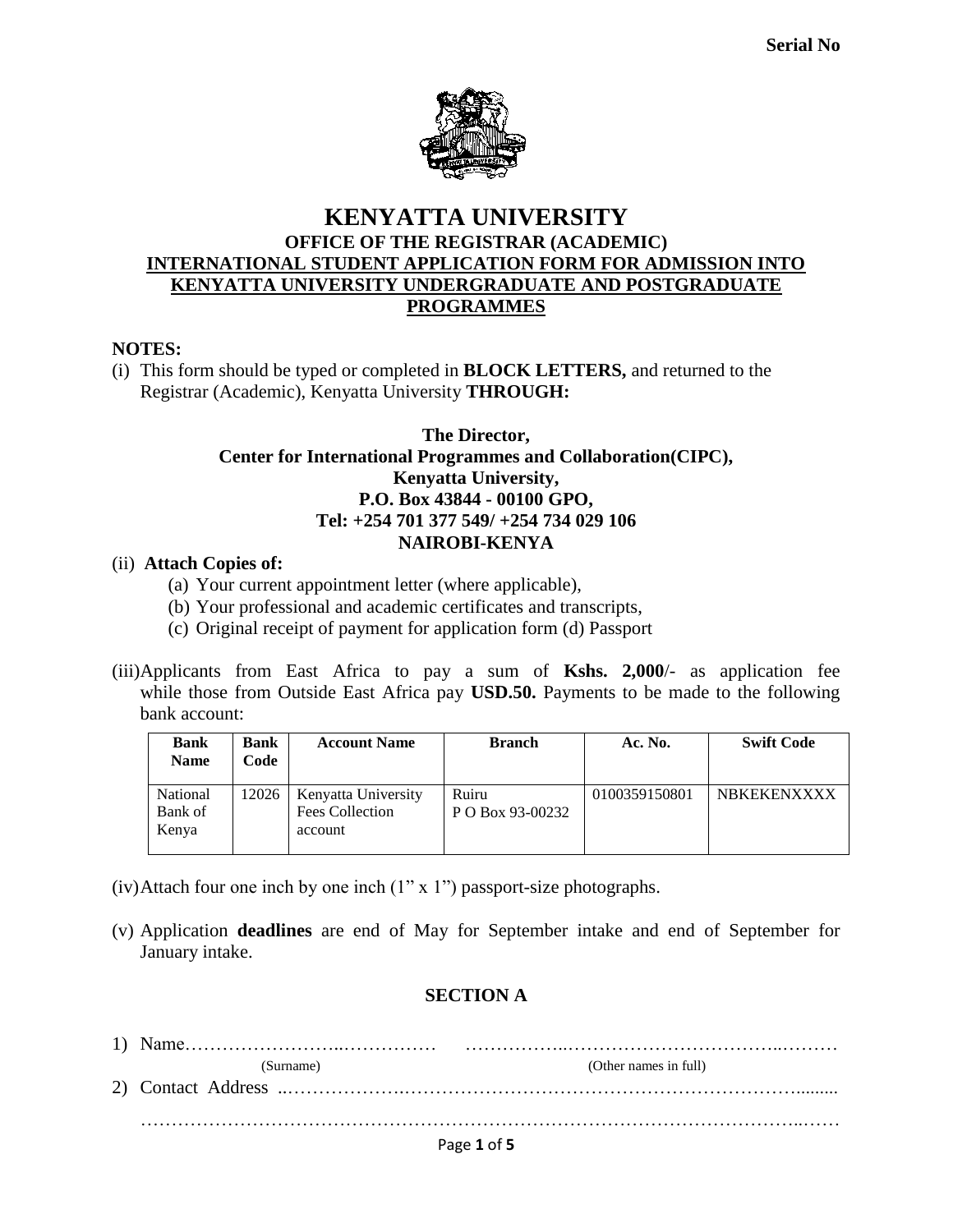**Serial No**

# KENYATTA UNIVERSITY

## OFFICE OF THE REGISTRAR (ACADEMIC)

## INTERNATIONAL STUDENT APPLICATION FORM FOR ADMISSION INTO KENYATTA UNIVERSITY UNDERGRADUATE AND POSTGRADUATE PROGRAMMES

**NOTES:**

(i) This form should be typed or completed in **BLOCK LETTERS,** and returned to the Registrar (Academic), Kenyatta University **THROUGH:**

**The Director,**
**Center for International Programmes and Collaboration(CIPC),**
**Kenyatta University,**
**P.O. Box 43844 - 00100 GPO,**
**Tel: +254 701 377 549/ +254 734 029 106**
**NAIROBI-KENYA**

(ii) **Attach Copies of:**

(a) Your current appointment letter (where applicable),
(b) Your professional and academic certificates and transcripts,
(c) Original receipt of payment for application form (d) Passport

(iii) Applicants from East Africa to pay a sum of **Kshs. 2,000**/- as application fee while those from Outside East Africa pay **USD.50.** Payments to be made to the following bank account:

| Bank Name | Bank Code | Account Name | Branch | Ac. No. | Swift Code |
|---|---|---|---|---|---|
| National Bank of Kenya | 12026 | Kenyatta University Fees Collection account | Ruiru P O Box 93-00232 | 0100359150801 | NBKEKENXXXX |

(iv) Attach four one inch by one inch (1" x 1") passport-size photographs.

(v) Application **deadlines** are end of May for September intake and end of September for January intake.

### SECTION A

1) Name……………………..…………… ……………..……………………………..………
(Surname) (Other names in full)

2) Contact Address ..………………..…………………………………………………….........

……………………………………………………………………………………………..……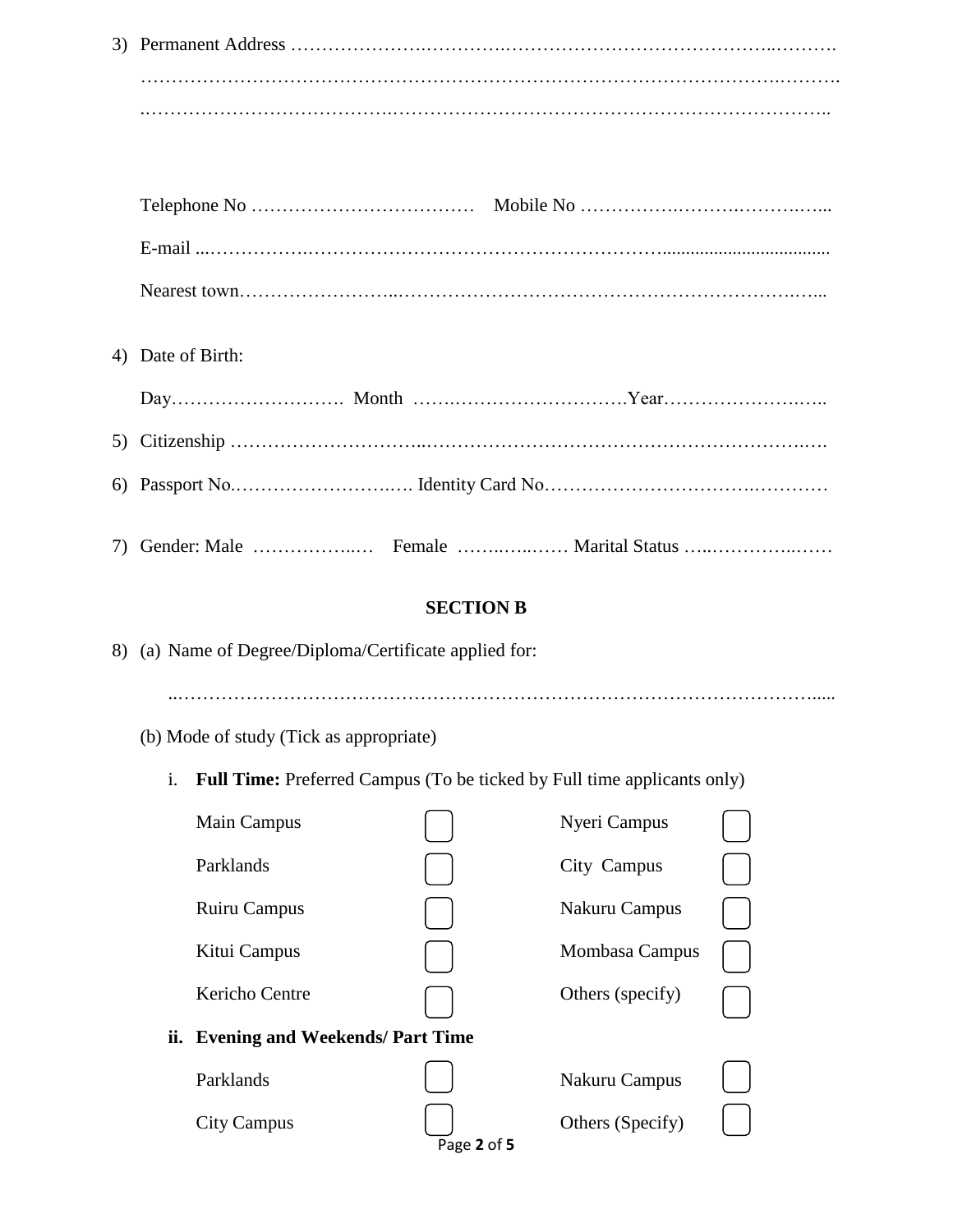3) Permanent Address ……………………………………………………………………………………………
……………………………………………………………………………………………………………
……………………………………………………………………………………………………………

Telephone No ……………………………… Mobile No ……………………………………

E-mail ……………………………………………………………………………………………………

Nearest town……………………………………………………………………………………………

4) Date of Birth:

Day………………………. Month ………………………………Year……………………….

5) Citizenship ………………………………………………………………………………………

6) Passport No.………………………… Identity Card No……………………………………………

7) Gender: Male ……………… Female …………… Marital Status ………………….

## SECTION B

8) (a) Name of Degree/Diploma/Certificate applied for:

……………………………………………………………………………………………………………

(b) Mode of study (Tick as appropriate)

i. **Full Time:** Preferred Campus (To be ticked by Full time applicants only)

| | | | |
|---|---|---|---|
| Main Campus | ☐ | Nyeri Campus | ☐ |
| Parklands | ☐ | City Campus | ☐ |
| Ruiru Campus | ☐ | Nakuru Campus | ☐ |
| Kitui Campus | ☐ | Mombasa Campus | ☐ |
| Kericho Centre | ☐ | Others (specify) | ☐ |

**ii. Evening and Weekends/ Part Time**

| | | | |
|---|---|---|---|
| Parklands | ☐ | Nakuru Campus | ☐ |
| City Campus | ☐ | Others (Specify) | ☐ |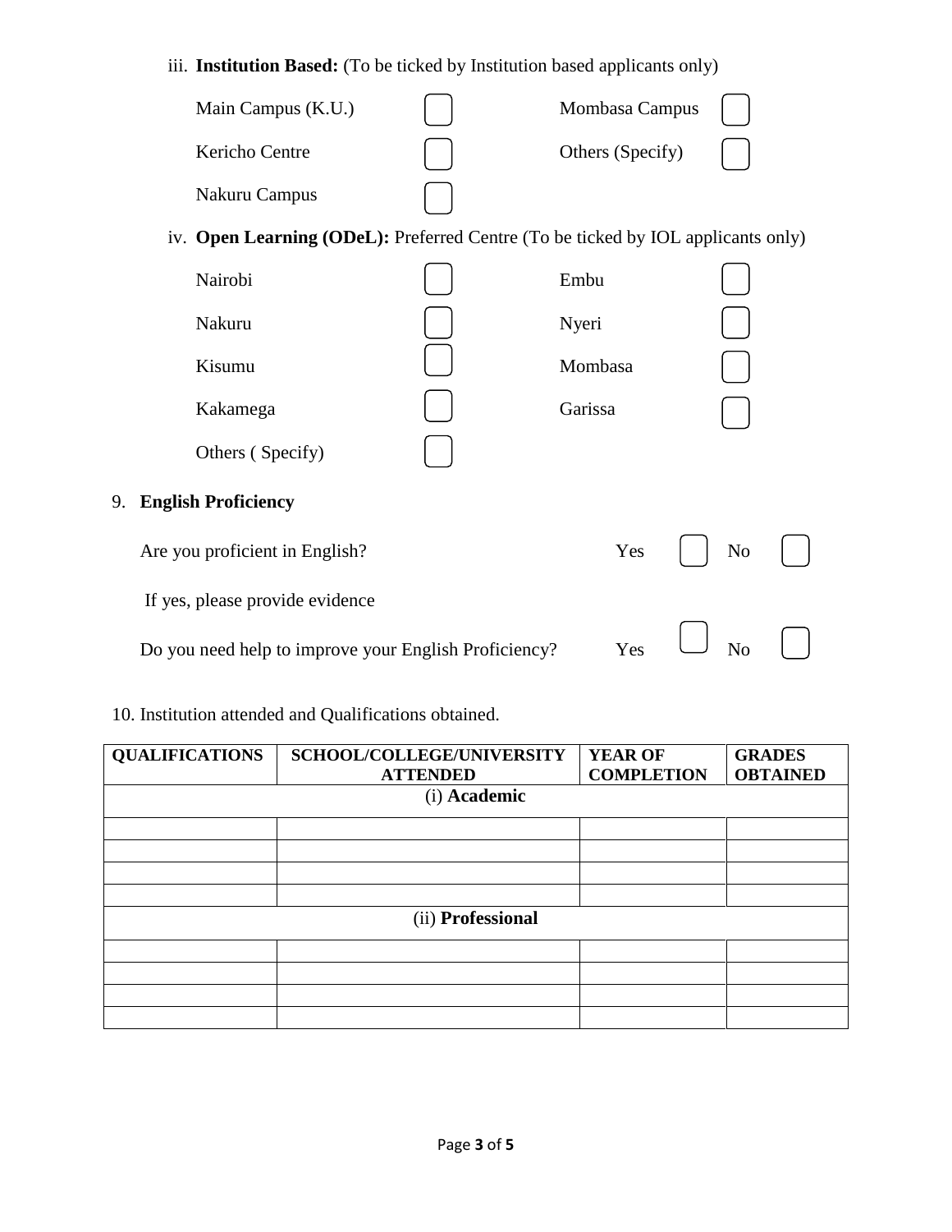iii. **Institution Based:** (To be ticked by Institution based applicants only)

| | | | |
|---|---|---|---|
| Main Campus (K.U.) | ☐ | Mombasa Campus | ☐ |
| Kericho Centre | ☐ | Others (Specify) | ☐ |
| Nakuru Campus | ☐ | | |

iv. **Open Learning (ODeL):** Preferred Centre (To be ticked by IOL applicants only)

| | | | |
|---|---|---|---|
| Nairobi | ☐ | Embu | ☐ |
| Nakuru | ☐ | Nyeri | ☐ |
| Kisumu | ☐ | Mombasa | ☐ |
| Kakamega | ☐ | Garissa | ☐ |
| Others ( Specify) | ☐ | | |

9. **English Proficiency**

Are you proficient in English? Yes ☐ No ☐

If yes, please provide evidence

Do you need help to improve your English Proficiency? Yes ☐ No ☐

10. Institution attended and Qualifications obtained.

| QUALIFICATIONS | SCHOOL/COLLEGE/UNIVERSITY ATTENDED | YEAR OF COMPLETION | GRADES OBTAINED |
|---|---|---|---|
| (i) **Academic** | | | |
| | | | |
| | | | |
| | | | |
| | | | |
| (ii) **Professional** | | | |
| | | | |
| | | | |
| | | | |
| | | | |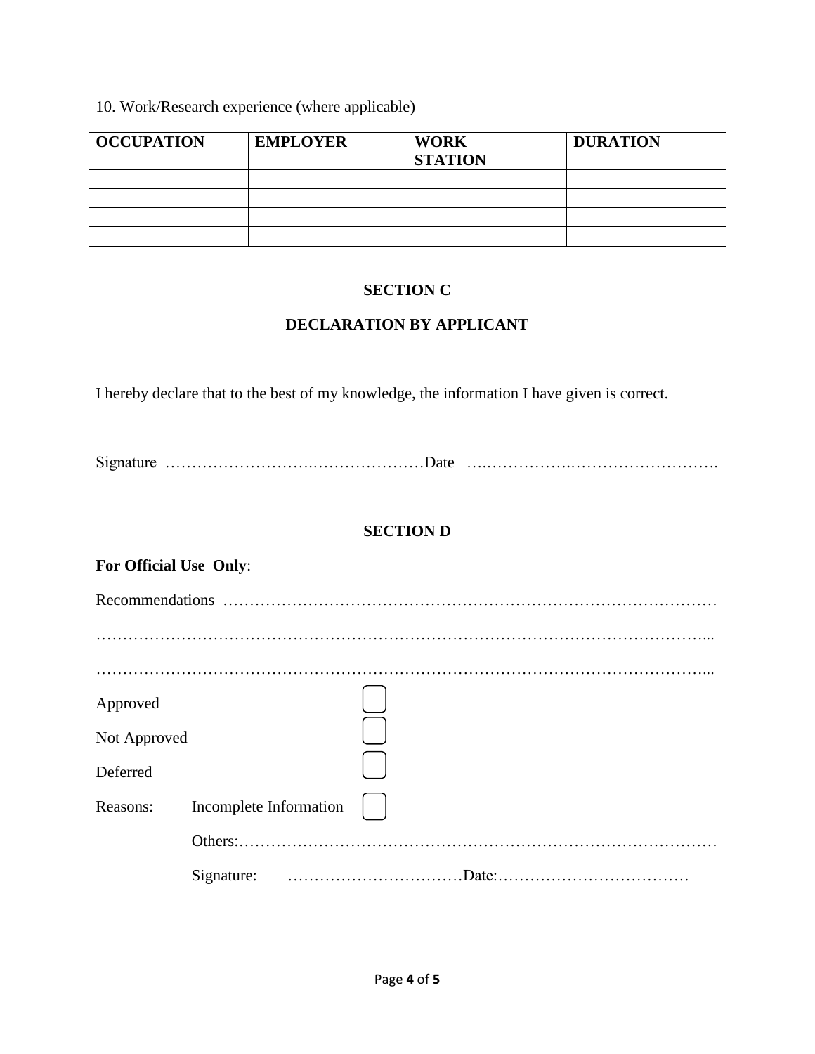10. Work/Research experience (where applicable)

| OCCUPATION | EMPLOYER | WORK STATION | DURATION |
|---|---|---|---|
| | | | |
| | | | |
| | | | |
| | | | |

## SECTION C

## DECLARATION BY APPLICANT

I hereby declare that to the best of my knowledge, the information I have given is correct.

Signature ………………………….…………………Date ….…………….……………………….

## SECTION D

**For Official Use Only**:

Recommendations ………………………………………………………………………………

……………………………………………………………………………………………………...

……………………………………………………………………………………………………...

Approved ☐

Not Approved ☐

Deferred ☐

Reasons: Incomplete Information ☐

Others:………………………………………………………………………………

Signature: ……………………………Date:………………………………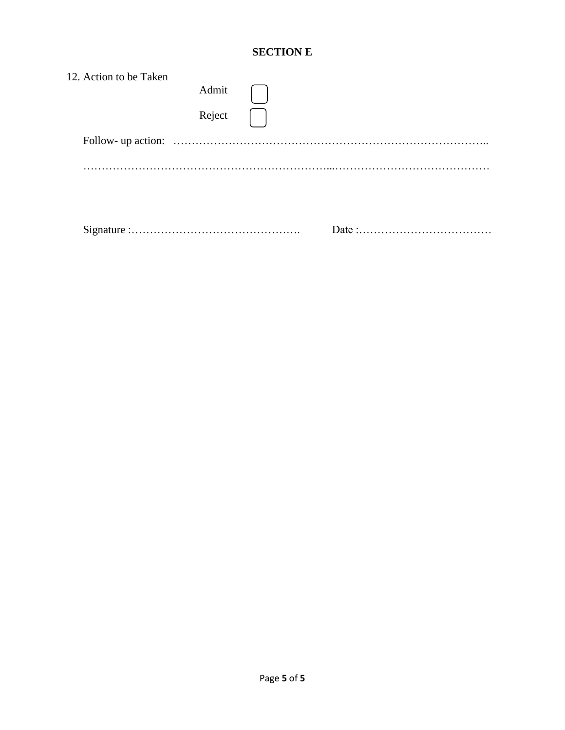## SECTION E

12. Action to be Taken

Admit ☐

Reject ☐

Follow- up action: …………………………………………………………………………..

…………………………………………………………...……………………………………

Signature :………………………………………. Date :………………………………